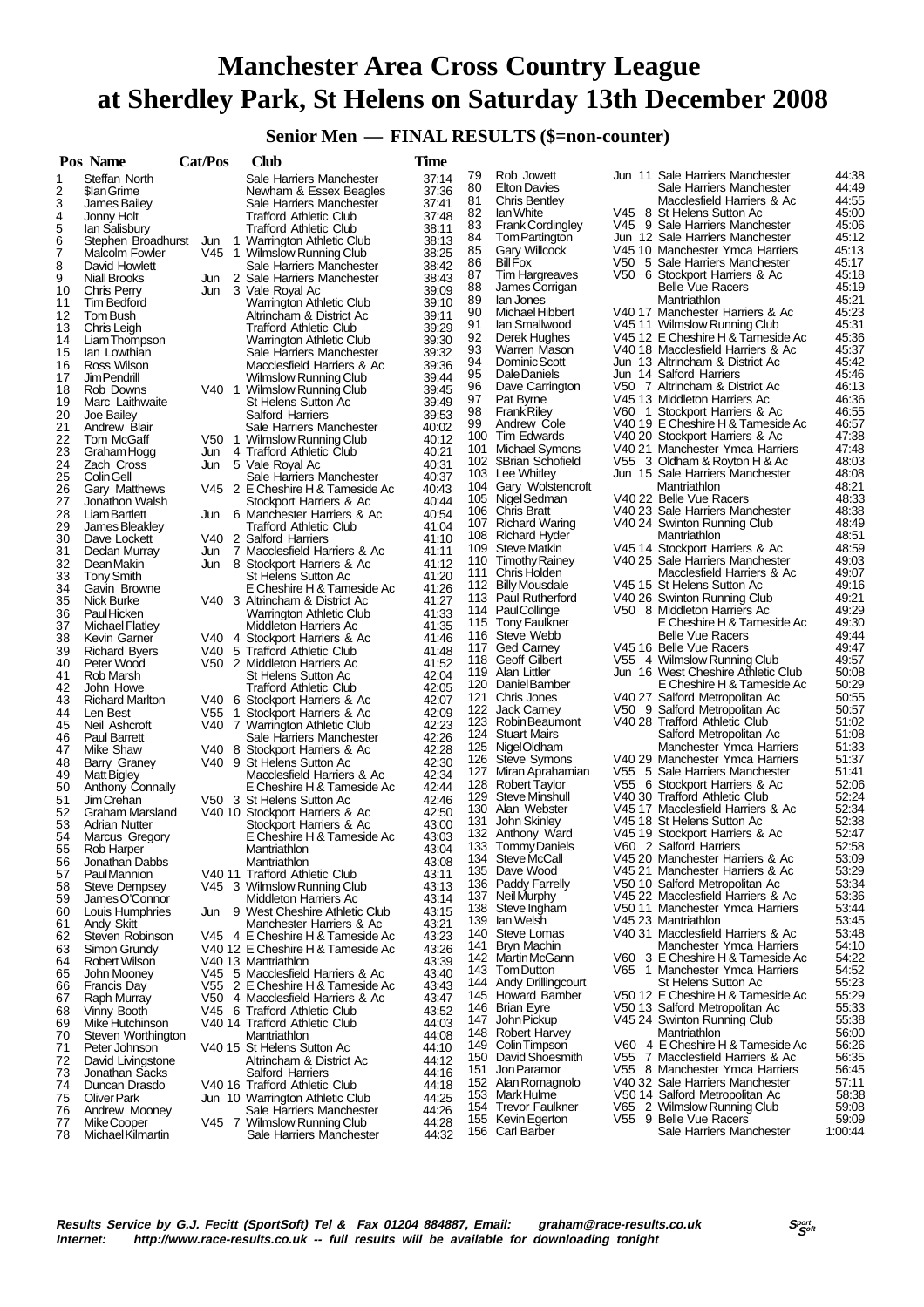# Manchester Area Cross Country League at Sherdley Park, St Helens on Saturday 13th December 2008

## Senior Men — FINAL RESULTS ($=non-counter)

| Pos | Name | Cat/Pos | Club | Time |
|---|---|---|---|---|
| 1 | Steffan North | | Sale Harriers Manchester | 37:14 |
| 2 | $Ian Grime | | Newham & Essex Beagles | 37:36 |
| 3 | James Bailey | | Sale Harriers Manchester | 37:41 |
| 4 | Jonny Holt | | Trafford Athletic Club | 37:48 |
| 5 | Ian Salisbury | | Trafford Athletic Club | 38:11 |
| 6 | Stephen Broadhurst | Jun 1 | Warrington Athletic Club | 38:13 |
| 7 | Malcolm Fowler | V45 1 | Wilmslow Running Club | 38:25 |
| 8 | David Howlett | | Sale Harriers Manchester | 38:42 |
| 9 | Niall Brooks | Jun 2 | Sale Harriers Manchester | 38:43 |
| 10 | Chris Perry | Jun 3 | Vale Royal Ac | 39:09 |
| 11 | Tim Bedford | | Warrington Athletic Club | 39:10 |
| 12 | Tom Bush | | Altrincham & District Ac | 39:11 |
| 13 | Chris Leigh | | Trafford Athletic Club | 39:29 |
| 14 | Liam Thompson | | Warrington Athletic Club | 39:30 |
| 15 | Ian Lowthian | | Sale Harriers Manchester | 39:32 |
| 16 | Ross Wilson | | Macclesfield Harriers & Ac | 39:36 |
| 17 | Jim Pendrill | | Wilmslow Running Club | 39:44 |
| 18 | Rob Downs | V40 1 | Wilmslow Running Club | 39:45 |
| 19 | Marc Laithwaite | | St Helens Sutton Ac | 39:49 |
| 20 | Joe Bailey | | Salford Harriers | 39:53 |
| 21 | Andrew Blair | | Sale Harriers Manchester | 40:02 |
| 22 | Tom McGaff | V50 1 | Wilmslow Running Club | 40:12 |
| 23 | Graham Hogg | Jun 4 | Trafford Athletic Club | 40:21 |
| 24 | Zach Cross | Jun 5 | Vale Royal Ac | 40:31 |
| 25 | Colin Gell | | Sale Harriers Manchester | 40:37 |
| 26 | Gary Matthews | V45 2 | E Cheshire H & Tameside Ac | 40:43 |
| 27 | Jonathon Walsh | | Stockport Harriers & Ac | 40:44 |
| 28 | Liam Bartlett | Jun 6 | Manchester Harriers & Ac | 40:54 |
| 29 | James Bleakley | | Trafford Athletic Club | 41:04 |
| 30 | Dave Lockett | V40 2 | Salford Harriers | 41:10 |
| 31 | Declan Murray | Jun 7 | Macclesfield Harriers & Ac | 41:11 |
| 32 | Dean Makin | Jun 8 | Stockport Harriers & Ac | 41:12 |
| 33 | Tony Smith | | St Helens Sutton Ac | 41:20 |
| 34 | Gavin Browne | | E Cheshire H & Tameside Ac | 41:26 |
| 35 | Nick Burke | V40 3 | Altrincham & District Ac | 41:27 |
| 36 | Paul Hicken | | Warrington Athletic Club | 41:33 |
| 37 | Michael Flatley | | Middleton Harriers Ac | 41:35 |
| 38 | Kevin Garner | V40 4 | Stockport Harriers & Ac | 41:46 |
| 39 | Richard Byers | V40 5 | Trafford Athletic Club | 41:48 |
| 40 | Peter Wood | V50 2 | Middleton Harriers Ac | 41:52 |
| 41 | Rob Marsh | | St Helens Sutton Ac | 42:04 |
| 42 | John Howe | | Trafford Athletic Club | 42:05 |
| 43 | Richard Marlton | V40 6 | Stockport Harriers & Ac | 42:07 |
| 44 | Len Best | V55 1 | Stockport Harriers & Ac | 42:09 |
| 45 | Neil Ashcroft | V40 7 | Warrington Athletic Club | 42:23 |
| 46 | Paul Barrett | | Sale Harriers Manchester | 42:26 |
| 47 | Mike Shaw | V40 8 | Stockport Harriers & Ac | 42:28 |
| 48 | Barry Graney | V40 9 | St Helens Sutton Ac | 42:30 |
| 49 | Matt Bigley | | Macclesfield Harriers & Ac | 42:34 |
| 50 | Anthony Connally | | E Cheshire H & Tameside Ac | 42:44 |
| 51 | Jim Crehan | V50 3 | St Helens Sutton Ac | 42:46 |
| 52 | Graham Marsland | V40 10 | Stockport Harriers & Ac | 42:50 |
| 53 | Adrian Nutter | | Stockport Harriers & Ac | 43:00 |
| 54 | Marcus Gregory | | E Cheshire H & Tameside Ac | 43:03 |
| 55 | Rob Harper | | Mantriathlon | 43:04 |
| 56 | Jonathan Dabbs | | Mantriathlon | 43:08 |
| 57 | Paul Mannion | V40 11 | Trafford Athletic Club | 43:11 |
| 58 | Steve Dempsey | V45 3 | Wilmslow Running Club | 43:13 |
| 59 | James O'Connor | | Middleton Harriers Ac | 43:14 |
| 60 | Louis Humphries | Jun 9 | West Cheshire Athletic Club | 43:15 |
| 61 | Andy Skitt | | Manchester Harriers & Ac | 43:21 |
| 62 | Steven Robinson | V45 4 | E Cheshire H & Tameside Ac | 43:23 |
| 63 | Simon Grundy | V40 12 | E Cheshire H & Tameside Ac | 43:26 |
| 64 | Robert Wilson | V40 13 | Mantriathlon | 43:39 |
| 65 | John Mooney | V45 5 | Macclesfield Harriers & Ac | 43:40 |
| 66 | Francis Day | V55 2 | E Cheshire H & Tameside Ac | 43:43 |
| 67 | Raph Murray | V50 4 | Macclesfield Harriers & Ac | 43:47 |
| 68 | Vinny Booth | V45 6 | Trafford Athletic Club | 43:52 |
| 69 | Mike Hutchinson | V40 14 | Trafford Athletic Club | 44:03 |
| 70 | Steven Worthington | | Mantriathlon | 44:08 |
| 71 | Peter Johnson | V40 15 | St Helens Sutton Ac | 44:10 |
| 72 | David Livingstone | | Altrincham & District Ac | 44:12 |
| 73 | Jonathan Sacks | | Salford Harriers | 44:16 |
| 74 | Duncan Drasdo | V40 16 | Trafford Athletic Club | 44:18 |
| 75 | Oliver Park | Jun 10 | Warrington Athletic Club | 44:25 |
| 76 | Andrew Mooney | | Sale Harriers Manchester | 44:26 |
| 77 | Mike Cooper | V45 7 | Wilmslow Running Club | 44:28 |
| 78 | Michael Kilmartin | | Sale Harriers Manchester | 44:32 |
| 79 | Rob Jowett | Jun 11 | Sale Harriers Manchester | 44:38 |
| 80 | Elton Davies | | Sale Harriers Manchester | 44:49 |
| 81 | Chris Bentley | | Macclesfield Harriers & Ac | 44:55 |
| 82 | Ian White | V45 8 | St Helens Sutton Ac | 45:00 |
| 83 | Frank Cordingley | V45 9 | Sale Harriers Manchester | 45:06 |
| 84 | Tom Partington | Jun 12 | Sale Harriers Manchester | 45:12 |
| 85 | Gary Willcock | V45 10 | Manchester Ymca Harriers | 45:13 |
| 86 | Bill Fox | V50 5 | Sale Harriers Manchester | 45:17 |
| 87 | Tim Hargreaves | V50 6 | Stockport Harriers & Ac | 45:18 |
| 88 | James Corrigan | | Belle Vue Racers | 45:19 |
| 89 | Ian Jones | | Mantriathlon | 45:21 |
| 90 | Michael Hibbert | V40 17 | Manchester Harriers & Ac | 45:23 |
| 91 | Ian Smallwood | V45 11 | Wilmslow Running Club | 45:31 |
| 92 | Derek Hughes | V45 12 | E Cheshire H & Tameside Ac | 45:36 |
| 93 | Warren Mason | V40 18 | Macclesfield Harriers & Ac | 45:37 |
| 94 | Dominic Scott | Jun 13 | Altrincham & District Ac | 45:42 |
| 95 | Dale Daniels | Jun 14 | Salford Harriers | 45:46 |
| 96 | Dave Carrington | V50 7 | Altrincham & District Ac | 46:13 |
| 97 | Pat Byrne | V45 13 | Middleton Harriers Ac | 46:36 |
| 98 | Frank Riley | V60 1 | Stockport Harriers & Ac | 46:55 |
| 99 | Andrew Cole | V40 19 | E Cheshire H & Tameside Ac | 46:57 |
| 100 | Tim Edwards | V40 20 | Stockport Harriers & Ac | 47:38 |
| 101 | Michael Symons | V40 21 | Manchester Ymca Harriers | 47:48 |
| 102 | $Brian Schofield | V55 3 | Oldham & Royton H & Ac | 48:03 |
| 103 | Lee Whitley | Jun 15 | Sale Harriers Manchester | 48:08 |
| 104 | Gary Wolstencroft | | Mantriathlon | 48:21 |
| 105 | Nigel Sedman | V40 22 | Belle Vue Racers | 48:33 |
| 106 | Chris Bratt | V40 23 | Sale Harriers Manchester | 48:38 |
| 107 | Richard Waring | V40 24 | Swinton Running Club | 48:49 |
| 108 | Richard Hyder | | Mantriathlon | 48:51 |
| 109 | Steve Matkin | V45 14 | Stockport Harriers & Ac | 48:59 |
| 110 | Timothy Rainey | V40 25 | Sale Harriers Manchester | 49:03 |
| 111 | Chris Holden | | Macclesfield Harriers & Ac | 49:07 |
| 112 | Billy Mousdale | V45 15 | St Helens Sutton Ac | 49:16 |
| 113 | Paul Rutherford | V40 26 | Swinton Running Club | 49:21 |
| 114 | Paul Collinge | V50 8 | Middleton Harriers Ac | 49:29 |
| 115 | Tony Faulkner | | E Cheshire H & Tameside Ac | 49:30 |
| 116 | Steve Webb | | Belle Vue Racers | 49:44 |
| 117 | Ged Carney | V45 16 | Belle Vue Racers | 49:47 |
| 118 | Geoff Gilbert | V55 4 | Wilmslow Running Club | 49:57 |
| 119 | Alan Littler | Jun 16 | West Cheshire Athletic Club | 50:08 |
| 120 | Daniel Bamber | | E Cheshire H & Tameside Ac | 50:29 |
| 121 | Chris Jones | V40 27 | Salford Metropolitan Ac | 50:55 |
| 122 | Jack Carney | V50 9 | Salford Metropolitan Ac | 50:57 |
| 123 | Robin Beaumont | V40 28 | Trafford Athletic Club | 51:02 |
| 124 | Stuart Mairs | | Salford Metropolitan Ac | 51:08 |
| 125 | Nigel Oldham | | Manchester Ymca Harriers | 51:33 |
| 126 | Steve Symons | V40 29 | Manchester Ymca Harriers | 51:37 |
| 127 | Miran Aprahamian | V55 5 | Sale Harriers Manchester | 51:41 |
| 128 | Robert Taylor | V55 6 | Stockport Harriers & Ac | 52:06 |
| 129 | Steve Minshull | V40 30 | Trafford Athletic Club | 52:24 |
| 130 | Alan Webster | V45 17 | Macclesfield Harriers & Ac | 52:34 |
| 131 | John Skinley | V45 18 | St Helens Sutton Ac | 52:38 |
| 132 | Anthony Ward | V45 19 | Stockport Harriers & Ac | 52:47 |
| 133 | Tommy Daniels | V60 2 | Salford Harriers | 52:58 |
| 134 | Steve McCall | V45 20 | Manchester Harriers & Ac | 53:09 |
| 135 | Dave Wood | V45 21 | Manchester Harriers & Ac | 53:29 |
| 136 | Paddy Farrelly | V50 10 | Salford Metropolitan Ac | 53:34 |
| 137 | Neil Murphy | V45 22 | Macclesfield Harriers & Ac | 53:36 |
| 138 | Steve Ingham | V50 11 | Manchester Ymca Harriers | 53:44 |
| 139 | Ian Welsh | V45 23 | Mantriathlon | 53:45 |
| 140 | Steve Lomas | V40 31 | Macclesfield Harriers & Ac | 53:48 |
| 141 | Bryn Machin | | Manchester Ymca Harriers | 54:10 |
| 142 | Martin McGann | V60 3 | E Cheshire H & Tameside Ac | 54:22 |
| 143 | Tom Dutton | V65 1 | Manchester Ymca Harriers | 54:52 |
| 144 | Andy Drillingcourt | | St Helens Sutton Ac | 55:23 |
| 145 | Howard Bamber | V50 12 | E Cheshire H & Tameside Ac | 55:29 |
| 146 | Brian Eyre | V50 13 | Salford Metropolitan Ac | 55:33 |
| 147 | John Pickup | V45 24 | Swinton Running Club | 55:38 |
| 148 | Robert Harvey | | Mantriathlon | 56:00 |
| 149 | Colin Timpson | V60 4 | E Cheshire H & Tameside Ac | 56:26 |
| 150 | David Shoesmith | V55 7 | Macclesfield Harriers & Ac | 56:35 |
| 151 | Jon Paramor | V55 8 | Manchester Ymca Harriers | 56:45 |
| 152 | Alan Romagnolo | V40 32 | Sale Harriers Manchester | 57:11 |
| 153 | Mark Hulme | V50 14 | Salford Metropolitan Ac | 58:38 |
| 154 | Trevor Faulkner | V65 2 | Wilmslow Running Club | 59:08 |
| 155 | Kevin Egerton | V55 9 | Belle Vue Racers | 59:09 |
| 156 | Carl Barber | | Sale Harriers Manchester | 1:00:44 |

***Results Service by G.J. Fecitt (SportSoft) Tel & Fax 01204 884887, Email: graham@race-results.co.uk***
***Internet: http://www.race-results.co.uk -- full results will be available for downloading tonight***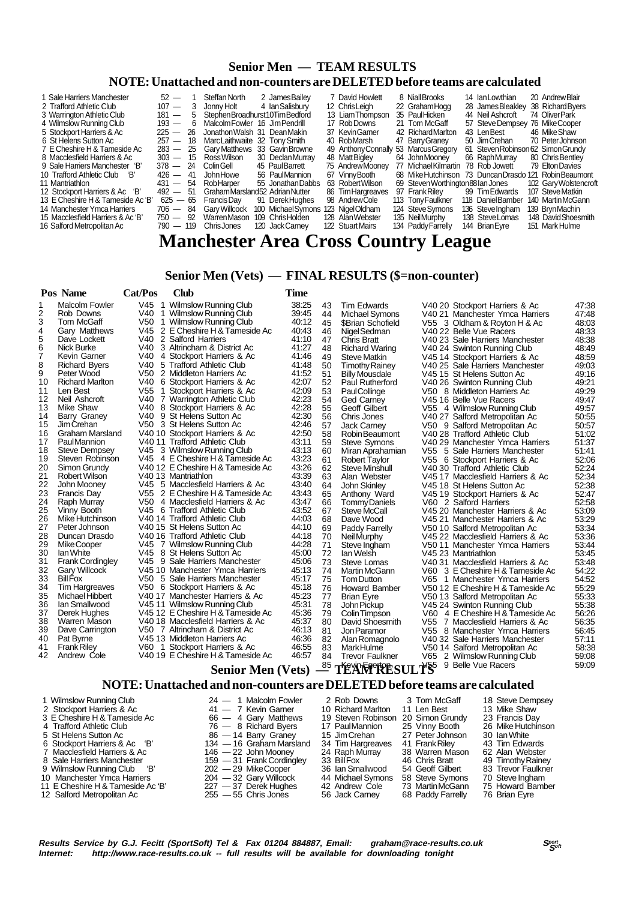## Senior Men — TEAM RESULTS

**NOTE: Unattached and non-counters are DELETED before teams are calculated**

| Pos | Team | Pts | | | | | | |
|---|---|---|---|---|---|---|---|---|
| 1 | Sale Harriers Manchester | 52 — 1 Steffan North | 2 James Bailey | 7 David Howlett | 8 Niall Brooks | 14 Ian Lowthian | 20 Andrew Blair |
| 2 | Trafford Athletic Club | 107 — 3 Jonny Holt | 4 Ian Salisbury | 12 Chris Leigh | 22 Graham Hogg | 28 James Bleakley | 38 Richard Byers |
| 3 | Warrington Athletic Club | 181 — 5 Stephen Broadhurst | 10 Tim Bedford | 13 Liam Thompson | 35 Paul Hicken | 44 Neil Ashcroft | 74 Oliver Park |
| 4 | Wilmslow Running Club | 193 — 6 Malcolm Fowler | 16 Jim Pendrill | 17 Rob Downs | 21 Tom McGaff | 57 Steve Dempsey | 76 Mike Cooper |
| 5 | Stockport Harriers & Ac | 225 — 26 Jonathon Walsh | 31 Dean Makin | 37 Kevin Garner | 42 Richard Marlton | 43 Len Best | 46 Mike Shaw |
| 6 | St Helens Sutton Ac | 257 — 18 Marc Laithwaite | 32 Tony Smith | 40 Rob Marsh | 47 Barry Graney | 50 Jim Crehan | 70 Peter Johnson |
| 7 | E Cheshire H & Tameside Ac | 283 — 25 Gary Matthews | 33 Gavin Browne | 49 Anthony Connally | 53 Marcus Gregory | 61 Steven Robinson | 62 Simon Grundy |
| 8 | Macclesfield Harriers & Ac | 303 — 15 Ross Wilson | 30 Declan Murray | 48 Matt Bigley | 64 John Mooney | 66 Raph Murray | 80 Chris Bentley |
| 9 | Sale Harriers Manchester 'B' | 378 — 24 Colin Gell | 45 Paul Barrett | 75 Andrew Mooney | 77 Michael Kilmartin | 78 Rob Jowett | 79 Elton Davies |
| 10 | Trafford Athletic Club 'B' | 426 — 41 John Howe | 56 Paul Mannion | 67 Vinny Booth | 68 Mike Hutchinson | 73 Duncan Drasdo | 121 Robin Beaumont |
| 11 | Mantriathlon | 431 — 54 Rob Harper | 55 Jonathan Dabbs | 63 Robert Wilson | 69 Steven Worthington | 88 Ian Jones | 102 Gary Wolstencroft |
| 12 | Stockport Harriers & Ac 'B' | 492 — 51 Graham Marsland | 52 Adrian Nutter | 86 Tim Hargreaves | 97 Frank Riley | 99 Tim Edwards | 107 Steve Matkin |
| 13 | E Cheshire H & Tameside Ac 'B' | 625 — 65 Francis Day | 91 Derek Hughes | 98 Andrew Cole | 113 Tony Faulkner | 118 Daniel Bamber | 140 Martin McGann |
| 14 | Manchester Ymca Harriers | 706 — 84 Gary Willcock | 100 Michael Symons | 123 Nigel Oldham | 124 Steve Symons | 136 Steve Ingham | 139 Bryn Machin |
| 15 | Macclesfield Harriers & Ac 'B' | 750 — 92 Warren Mason | 109 Chris Holden | 128 Alan Webster | 135 Neil Murphy | 138 Steve Lomas | 148 David Shoesmith |
| 16 | Salford Metropolitan Ac | 790 — 119 Chris Jones | 120 Jack Carney | 122 Stuart Mairs | 134 Paddy Farrelly | 144 Brian Eyre | 151 Mark Hulme |

# Manchester Area Cross Country League

## Senior Men (Vets) — FINAL RESULTS ($=non-counter)

| Pos | Name | Cat/Pos | Club | Time |
|---|---|---|---|---|
| 1 | Malcolm Fowler | V45 1 | Wilmslow Running Club | 38:25 |
| 2 | Rob Downs | V40 1 | Wilmslow Running Club | 39:45 |
| 3 | Tom McGaff | V50 1 | Wilmslow Running Club | 40:12 |
| 4 | Gary Matthews | V45 2 | E Cheshire H & Tameside Ac | 40:43 |
| 5 | Dave Lockett | V40 2 | Salford Harriers | 41:10 |
| 6 | Nick Burke | V40 3 | Altrincham & District Ac | 41:27 |
| 7 | Kevin Garner | V40 4 | Stockport Harriers & Ac | 41:46 |
| 8 | Richard Byers | V40 5 | Trafford Athletic Club | 41:48 |
| 9 | Peter Wood | V50 2 | Middleton Harriers Ac | 41:52 |
| 10 | Richard Marlton | V40 6 | Stockport Harriers & Ac | 42:07 |
| 11 | Len Best | V55 1 | Stockport Harriers & Ac | 42:09 |
| 12 | Neil Ashcroft | V40 7 | Warrington Athletic Club | 42:23 |
| 13 | Mike Shaw | V40 8 | Stockport Harriers & Ac | 42:28 |
| 14 | Barry Graney | V40 9 | St Helens Sutton Ac | 42:30 |
| 15 | Jim Crehan | V50 3 | St Helens Sutton Ac | 42:46 |
| 16 | Graham Marsland | V40 10 | Stockport Harriers & Ac | 42:50 |
| 17 | Paul Mannion | V40 11 | Trafford Athletic Club | 43:11 |
| 18 | Steve Dempsey | V45 3 | Wilmslow Running Club | 43:13 |
| 19 | Steven Robinson | V45 4 | E Cheshire H & Tameside Ac | 43:23 |
| 20 | Simon Grundy | V40 12 | E Cheshire H & Tameside Ac | 43:26 |
| 21 | Robert Wilson | V40 13 | Mantriathlon | 43:39 |
| 22 | John Mooney | V45 5 | Macclesfield Harriers & Ac | 43:40 |
| 23 | Francis Day | V55 2 | E Cheshire H & Tameside Ac | 43:43 |
| 24 | Raph Murray | V50 4 | Macclesfield Harriers & Ac | 43:47 |
| 25 | Vinny Booth | V45 6 | Trafford Athletic Club | 43:52 |
| 26 | Mike Hutchinson | V40 14 | Trafford Athletic Club | 44:03 |
| 27 | Peter Johnson | V40 15 | St Helens Sutton Ac | 44:10 |
| 28 | Duncan Drasdo | V40 16 | Trafford Athletic Club | 44:18 |
| 29 | Mike Cooper | V45 7 | Wilmslow Running Club | 44:28 |
| 30 | Ian White | V45 8 | St Helens Sutton Ac | 45:00 |
| 31 | Frank Cordingley | V45 9 | Sale Harriers Manchester | 45:06 |
| 32 | Gary Willcock | V45 10 | Manchester Ymca Harriers | 45:13 |
| 33 | Bill Fox | V50 5 | Sale Harriers Manchester | 45:17 |
| 34 | Tim Hargreaves | V50 6 | Stockport Harriers & Ac | 45:18 |
| 35 | Michael Hibbert | V40 17 | Manchester Harriers & Ac | 45:23 |
| 36 | Ian Smallwood | V45 11 | Wilmslow Running Club | 45:31 |
| 37 | Derek Hughes | V45 12 | E Cheshire H & Tameside Ac | 45:36 |
| 38 | Warren Mason | V40 18 | Macclesfield Harriers & Ac | 45:37 |
| 39 | Dave Carrington | V50 7 | Altrincham & District Ac | 46:13 |
| 40 | Pat Byrne | V45 13 | Middleton Harriers Ac | 46:36 |
| 41 | Frank Riley | V60 1 | Stockport Harriers & Ac | 46:55 |
| 42 | Andrew Cole | V40 19 | E Cheshire H & Tameside Ac | 46:57 |
| 43 | Tim Edwards | V40 20 | Stockport Harriers & Ac | 47:38 |
| 44 | Michael Symons | V40 21 | Manchester Ymca Harriers | 47:48 |
| 45 | $Brian Schofield | V55 3 | Oldham & Royton H & Ac | 48:03 |
| 46 | Nigel Sedman | V40 22 | Belle Vue Racers | 48:33 |
| 47 | Chris Bratt | V40 23 | Sale Harriers Manchester | 48:38 |
| 48 | Richard Waring | V40 24 | Swinton Running Club | 48:49 |
| 49 | Steve Matkin | V45 14 | Stockport Harriers & Ac | 48:59 |
| 50 | Timothy Rainey | V40 25 | Sale Harriers Manchester | 49:03 |
| 51 | Billy Mousdale | V45 15 | St Helens Sutton Ac | 49:16 |
| 52 | Paul Rutherford | V40 26 | Swinton Running Club | 49:21 |
| 53 | Paul Collinge | V50 8 | Middleton Harriers Ac | 49:29 |
| 54 | Ged Carney | V45 16 | Belle Vue Racers | 49:47 |
| 55 | Geoff Gilbert | V55 4 | Wilmslow Running Club | 49:57 |
| 56 | Chris Jones | V40 27 | Salford Metropolitan Ac | 50:55 |
| 57 | Jack Carney | V50 9 | Salford Metropolitan Ac | 50:57 |
| 58 | Robin Beaumont | V40 28 | Trafford Athletic Club | 51:02 |
| 59 | Steve Symons | V40 29 | Manchester Ymca Harriers | 51:37 |
| 60 | Miran Aprahamian | V55 5 | Sale Harriers Manchester | 51:41 |
| 61 | Robert Taylor | V55 6 | Stockport Harriers & Ac | 52:06 |
| 62 | Steve Minshull | V40 30 | Trafford Athletic Club | 52:24 |
| 63 | Alan Webster | V45 17 | Macclesfield Harriers & Ac | 52:34 |
| 64 | John Skinley | V45 18 | St Helens Sutton Ac | 52:38 |
| 65 | Anthony Ward | V45 19 | Stockport Harriers & Ac | 52:47 |
| 66 | Tommy Daniels | V60 2 | Salford Harriers | 52:58 |
| 67 | Steve McCall | V45 20 | Manchester Harriers & Ac | 53:09 |
| 68 | Dave Wood | V45 21 | Manchester Harriers & Ac | 53:29 |
| 69 | Paddy Farrelly | V50 10 | Salford Metropolitan Ac | 53:34 |
| 70 | Neil Murphy | V45 22 | Macclesfield Harriers & Ac | 53:36 |
| 71 | Steve Ingham | V50 11 | Manchester Ymca Harriers | 53:44 |
| 72 | Ian Welsh | V45 23 | Mantriathlon | 53:45 |
| 73 | Steve Lomas | V40 31 | Macclesfield Harriers & Ac | 53:48 |
| 74 | Martin McGann | V60 3 | E Cheshire H & Tameside Ac | 54:22 |
| 75 | Tom Dutton | V65 1 | Manchester Ymca Harriers | 54:52 |
| 76 | Howard Bamber | V50 12 | E Cheshire H & Tameside Ac | 55:29 |
| 77 | Brian Eyre | V50 13 | Salford Metropolitan Ac | 55:33 |
| 78 | John Pickup | V45 24 | Swinton Running Club | 55:38 |
| 79 | Colin Timpson | V60 4 | E Cheshire H & Tameside Ac | 56:26 |
| 80 | David Shoesmith | V55 7 | Macclesfield Harriers & Ac | 56:35 |
| 81 | Jon Paramor | V55 8 | Manchester Ymca Harriers | 56:45 |
| 82 | Alan Romagnolo | V40 32 | Sale Harriers Manchester | 57:11 |
| 83 | Mark Hulme | V50 14 | Salford Metropolitan Ac | 58:38 |
| 84 | Trevor Faulkner | V65 2 | Wilmslow Running Club | 59:08 |
| 85 | Kevin Egerton | V55 9 | Belle Vue Racers | 59:09 |

## Senior Men (Vets) — TEAM RESULTS

**NOTE: Unattached and non-counters are DELETED before teams are calculated**

| Pos | Team | Pts | | | | |
|---|---|---|---|---|---|---|
| 1 | Wilmslow Running Club | 24 — 1 Malcolm Fowler | 2 Rob Downs | 3 Tom McGaff | 18 Steve Dempsey |
| 2 | Stockport Harriers & Ac | 41 — 7 Kevin Garner | 10 Richard Marlton | 11 Len Best | 13 Mike Shaw |
| 3 | E Cheshire H & Tameside Ac | 66 — 4 Gary Matthews | 19 Steven Robinson | 20 Simon Grundy | 23 Francis Day |
| 4 | Trafford Athletic Club | 76 — 8 Richard Byers | 17 Paul Mannion | 25 Vinny Booth | 26 Mike Hutchinson |
| 5 | St Helens Sutton Ac | 86 — 14 Barry Graney | 15 Jim Crehan | 27 Peter Johnson | 30 Ian White |
| 6 | Stockport Harriers & Ac 'B' | 134 — 16 Graham Marsland | 34 Tim Hargreaves | 41 Frank Riley | 43 Tim Edwards |
| 7 | Macclesfield Harriers & Ac | 146 — 22 John Mooney | 24 Raph Murray | 38 Warren Mason | 62 Alan Webster |
| 8 | Sale Harriers Manchester | 159 — 31 Frank Cordingley | 33 Bill Fox | 46 Chris Bratt | 49 Timothy Rainey |
| 9 | Wilmslow Running Club 'B' | 202 — 29 Mike Cooper | 36 Ian Smallwood | 54 Geoff Gilbert | 83 Trevor Faulkner |
| 10 | Manchester Ymca Harriers | 204 — 32 Gary Willcock | 44 Michael Symons | 58 Steve Symons | 70 Steve Ingham |
| 11 | E Cheshire H & Tameside Ac 'B' | 227 — 37 Derek Hughes | 42 Andrew Cole | 73 Martin McGann | 75 Howard Bamber |
| 12 | Salford Metropolitan Ac | 255 — 55 Chris Jones | 56 Jack Carney | 68 Paddy Farrelly | 76 Brian Eyre |

*Results Service by G.J. Fecitt (SportSoft) Tel & Fax 01204 884887, Email: graham@race-results.co.uk*
*Internet: http://www.race-results.co.uk -- full results will be available for downloading tonight*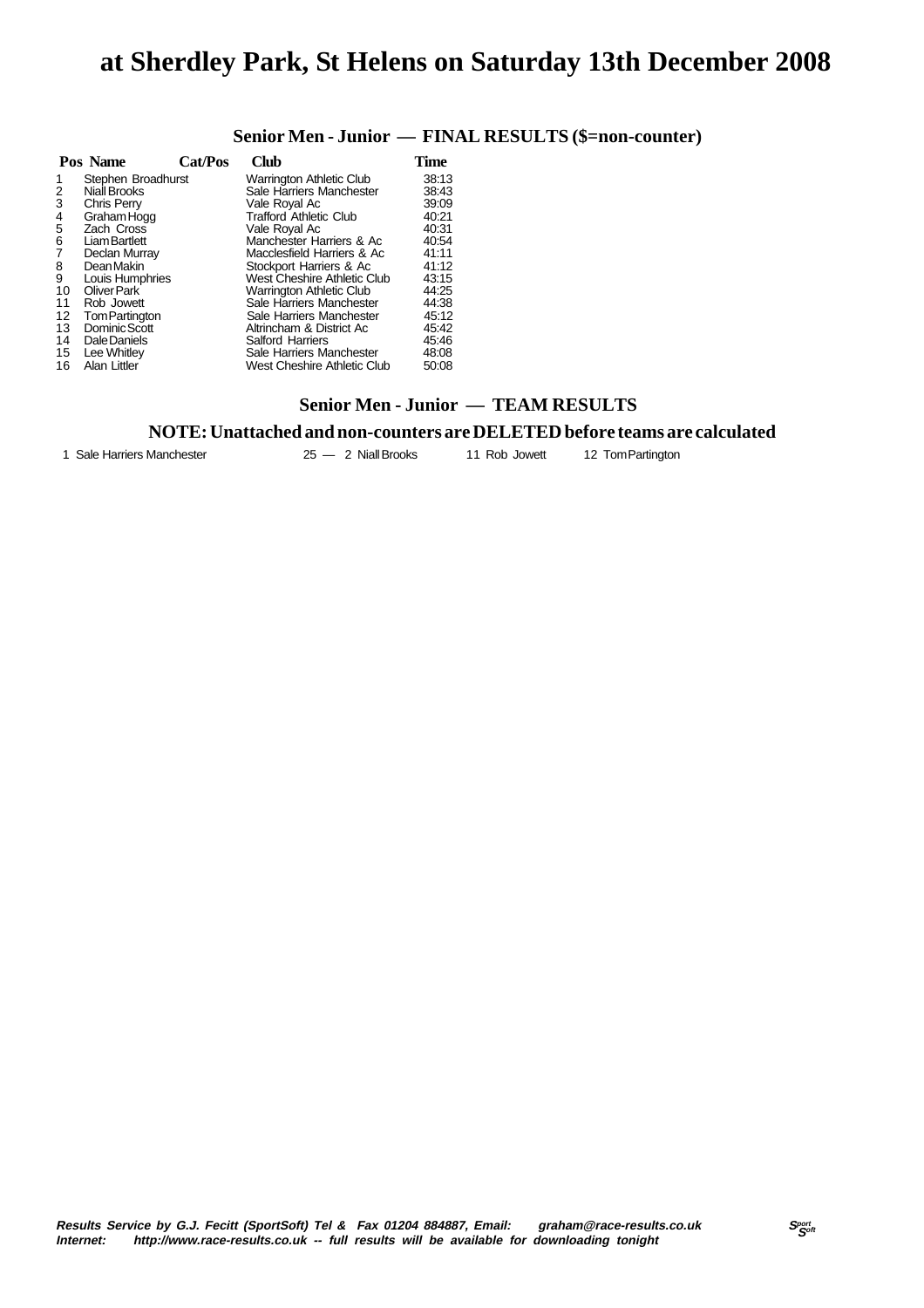# at Sherdley Park, St Helens on Saturday 13th December 2008

## Senior Men - Junior — FINAL RESULTS ($=non-counter)

| Pos | Name | Cat/Pos | Club | Time |
|---|---|---|---|---|
| 1 | Stephen Broadhurst | | Warrington Athletic Club | 38:13 |
| 2 | Niall Brooks | | Sale Harriers Manchester | 38:43 |
| 3 | Chris Perry | | Vale Royal Ac | 39:09 |
| 4 | Graham Hogg | | Trafford Athletic Club | 40:21 |
| 5 | Zach Cross | | Vale Royal Ac | 40:31 |
| 6 | Liam Bartlett | | Manchester Harriers & Ac | 40:54 |
| 7 | Declan Murray | | Macclesfield Harriers & Ac | 41:11 |
| 8 | Dean Makin | | Stockport Harriers & Ac | 41:12 |
| 9 | Louis Humphries | | West Cheshire Athletic Club | 43:15 |
| 10 | Oliver Park | | Warrington Athletic Club | 44:25 |
| 11 | Rob Jowett | | Sale Harriers Manchester | 44:38 |
| 12 | Tom Partington | | Sale Harriers Manchester | 45:12 |
| 13 | Dominic Scott | | Altrincham & District Ac | 45:42 |
| 14 | Dale Daniels | | Salford Harriers | 45:46 |
| 15 | Lee Whitley | | Sale Harriers Manchester | 48:08 |
| 16 | Alan Littler | | West Cheshire Athletic Club | 50:08 |

## Senior Men - Junior — TEAM RESULTS

### NOTE: Unattached and non-counters are DELETED before teams are calculated

1 Sale Harriers Manchester 25 — 2 Niall Brooks 11 Rob Jowett 12 Tom Partington

***Results Service by G.J. Fecitt (SportSoft) Tel & Fax 01204 884887, Email: graham@race-results.co.uk***
***Internet: http://www.race-results.co.uk -- full results will be available for downloading tonight***